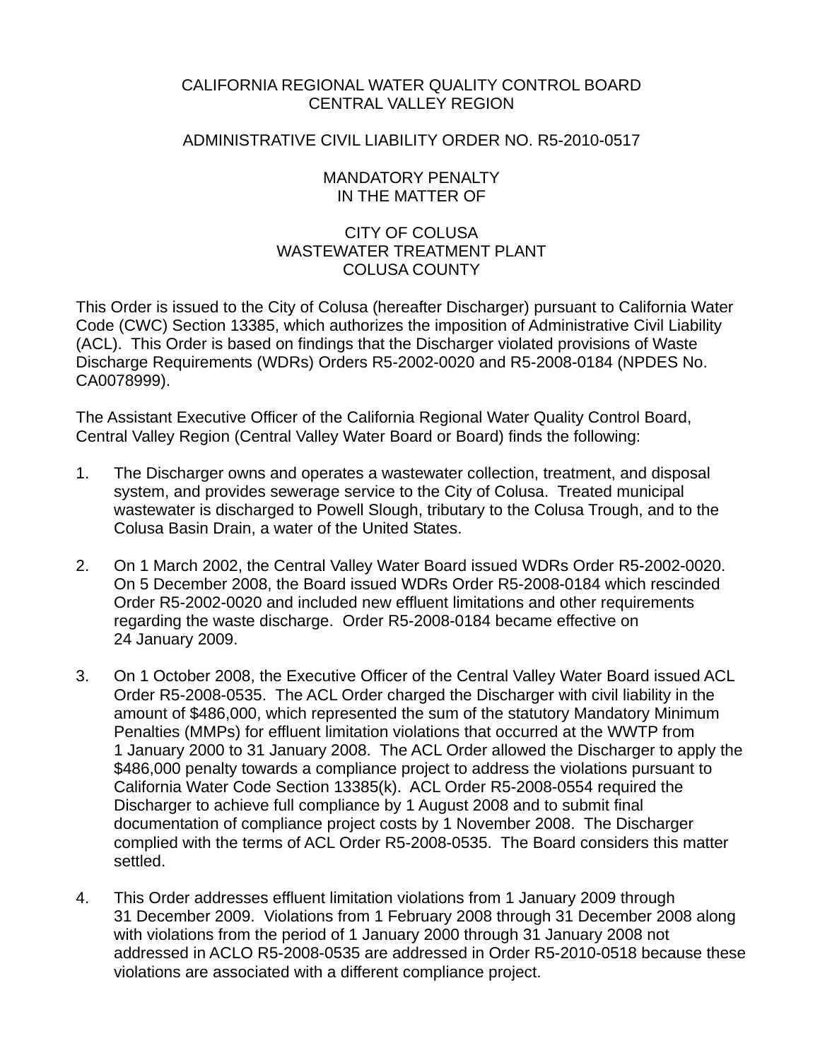CALIFORNIA REGIONAL WATER QUALITY CONTROL BOARD
CENTRAL VALLEY REGION

ADMINISTRATIVE CIVIL LIABILITY ORDER NO. R5-2010-0517

MANDATORY PENALTY
IN THE MATTER OF

CITY OF COLUSA
WASTEWATER TREATMENT PLANT
COLUSA COUNTY

This Order is issued to the City of Colusa (hereafter Discharger) pursuant to California Water Code (CWC) Section 13385, which authorizes the imposition of Administrative Civil Liability (ACL). This Order is based on findings that the Discharger violated provisions of Waste Discharge Requirements (WDRs) Orders R5-2002-0020 and R5-2008-0184 (NPDES No. CA0078999).

The Assistant Executive Officer of the California Regional Water Quality Control Board, Central Valley Region (Central Valley Water Board or Board) finds the following:

1. The Discharger owns and operates a wastewater collection, treatment, and disposal system, and provides sewerage service to the City of Colusa. Treated municipal wastewater is discharged to Powell Slough, tributary to the Colusa Trough, and to the Colusa Basin Drain, a water of the United States.

2. On 1 March 2002, the Central Valley Water Board issued WDRs Order R5-2002-0020. On 5 December 2008, the Board issued WDRs Order R5-2008-0184 which rescinded Order R5-2002-0020 and included new effluent limitations and other requirements regarding the waste discharge. Order R5-2008-0184 became effective on 24 January 2009.

3. On 1 October 2008, the Executive Officer of the Central Valley Water Board issued ACL Order R5-2008-0535. The ACL Order charged the Discharger with civil liability in the amount of $486,000, which represented the sum of the statutory Mandatory Minimum Penalties (MMPs) for effluent limitation violations that occurred at the WWTP from 1 January 2000 to 31 January 2008. The ACL Order allowed the Discharger to apply the $486,000 penalty towards a compliance project to address the violations pursuant to California Water Code Section 13385(k). ACL Order R5-2008-0554 required the Discharger to achieve full compliance by 1 August 2008 and to submit final documentation of compliance project costs by 1 November 2008. The Discharger complied with the terms of ACL Order R5-2008-0535. The Board considers this matter settled.

4. This Order addresses effluent limitation violations from 1 January 2009 through 31 December 2009. Violations from 1 February 2008 through 31 December 2008 along with violations from the period of 1 January 2000 through 31 January 2008 not addressed in ACLO R5-2008-0535 are addressed in Order R5-2010-0518 because these violations are associated with a different compliance project.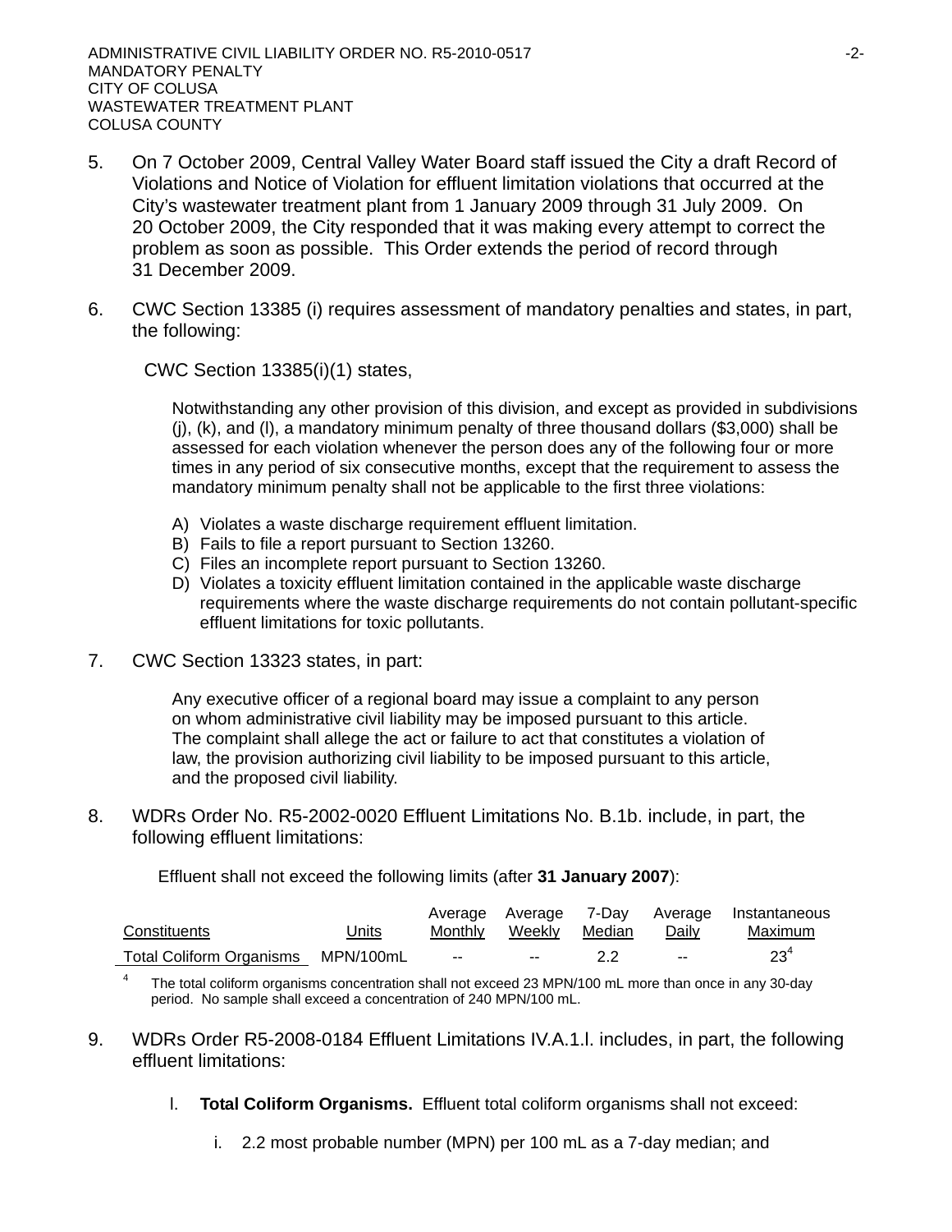5. On 7 October 2009, Central Valley Water Board staff issued the City a draft Record of Violations and Notice of Violation for effluent limitation violations that occurred at the City's wastewater treatment plant from 1 January 2009 through 31 July 2009. On 20 October 2009, the City responded that it was making every attempt to correct the problem as soon as possible. This Order extends the period of record through 31 December 2009.

6. CWC Section 13385 (i) requires assessment of mandatory penalties and states, in part, the following:

   CWC Section 13385(i)(1) states,

   > Notwithstanding any other provision of this division, and except as provided in subdivisions (j), (k), and (l), a mandatory minimum penalty of three thousand dollars ($3,000) shall be assessed for each violation whenever the person does any of the following four or more times in any period of six consecutive months, except that the requirement to assess the mandatory minimum penalty shall not be applicable to the first three violations:
   >
   > A) Violates a waste discharge requirement effluent limitation.
   > B) Fails to file a report pursuant to Section 13260.
   > C) Files an incomplete report pursuant to Section 13260.
   > D) Violates a toxicity effluent limitation contained in the applicable waste discharge requirements where the waste discharge requirements do not contain pollutant-specific effluent limitations for toxic pollutants.

7. CWC Section 13323 states, in part:

   > Any executive officer of a regional board may issue a complaint to any person on whom administrative civil liability may be imposed pursuant to this article. The complaint shall allege the act or failure to act that constitutes a violation of law, the provision authorizing civil liability to be imposed pursuant to this article, and the proposed civil liability.

8. WDRs Order No. R5-2002-0020 Effluent Limitations No. B.1b. include, in part, the following effluent limitations:

   Effluent shall not exceed the following limits (after **31 January 2007**):

| Constituents | Units | Average Monthly | Average Weekly | 7-Day Median | Average Daily | Instantaneous Maximum |
|---|---|---|---|---|---|---|
| Total Coliform Organisms | MPN/100mL | -- | -- | 2.2 | -- | 23[4] |

[4] The total coliform organisms concentration shall not exceed 23 MPN/100 mL more than once in any 30-day period. No sample shall exceed a concentration of 240 MPN/100 mL.

9. WDRs Order R5-2008-0184 Effluent Limitations IV.A.1.l. includes, in part, the following effluent limitations:

   l. **Total Coliform Organisms.** Effluent total coliform organisms shall not exceed:

      i. 2.2 most probable number (MPN) per 100 mL as a 7-day median; and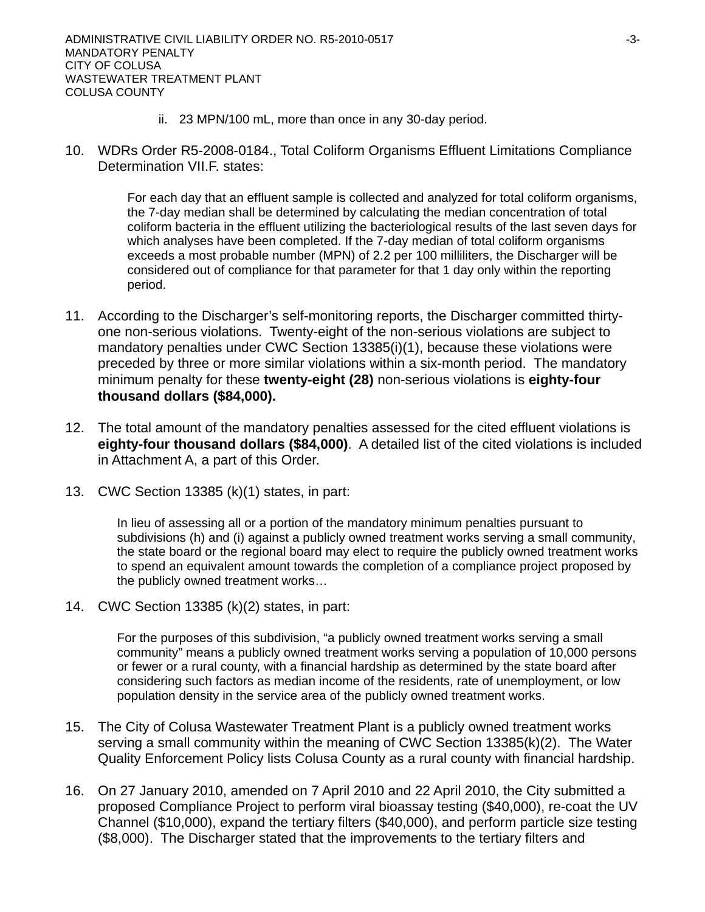ii. 23 MPN/100 mL, more than once in any 30-day period.

10. WDRs Order R5-2008-0184., Total Coliform Organisms Effluent Limitations Compliance Determination VII.F. states:

    For each day that an effluent sample is collected and analyzed for total coliform organisms, the 7-day median shall be determined by calculating the median concentration of total coliform bacteria in the effluent utilizing the bacteriological results of the last seven days for which analyses have been completed. If the 7-day median of total coliform organisms exceeds a most probable number (MPN) of 2.2 per 100 milliliters, the Discharger will be considered out of compliance for that parameter for that 1 day only within the reporting period.

11. According to the Discharger's self-monitoring reports, the Discharger committed thirty-one non-serious violations. Twenty-eight of the non-serious violations are subject to mandatory penalties under CWC Section 13385(i)(1), because these violations were preceded by three or more similar violations within a six-month period. The mandatory minimum penalty for these **twenty-eight (28)** non-serious violations is **eighty-four thousand dollars ($84,000).**

12. The total amount of the mandatory penalties assessed for the cited effluent violations is **eighty-four thousand dollars ($84,000)**. A detailed list of the cited violations is included in Attachment A, a part of this Order.

13. CWC Section 13385 (k)(1) states, in part:

    In lieu of assessing all or a portion of the mandatory minimum penalties pursuant to subdivisions (h) and (i) against a publicly owned treatment works serving a small community, the state board or the regional board may elect to require the publicly owned treatment works to spend an equivalent amount towards the completion of a compliance project proposed by the publicly owned treatment works…

14. CWC Section 13385 (k)(2) states, in part:

    For the purposes of this subdivision, "a publicly owned treatment works serving a small community" means a publicly owned treatment works serving a population of 10,000 persons or fewer or a rural county, with a financial hardship as determined by the state board after considering such factors as median income of the residents, rate of unemployment, or low population density in the service area of the publicly owned treatment works.

15. The City of Colusa Wastewater Treatment Plant is a publicly owned treatment works serving a small community within the meaning of CWC Section 13385(k)(2). The Water Quality Enforcement Policy lists Colusa County as a rural county with financial hardship.

16. On 27 January 2010, amended on 7 April 2010 and 22 April 2010, the City submitted a proposed Compliance Project to perform viral bioassay testing ($40,000), re-coat the UV Channel ($10,000), expand the tertiary filters ($40,000), and perform particle size testing ($8,000). The Discharger stated that the improvements to the tertiary filters and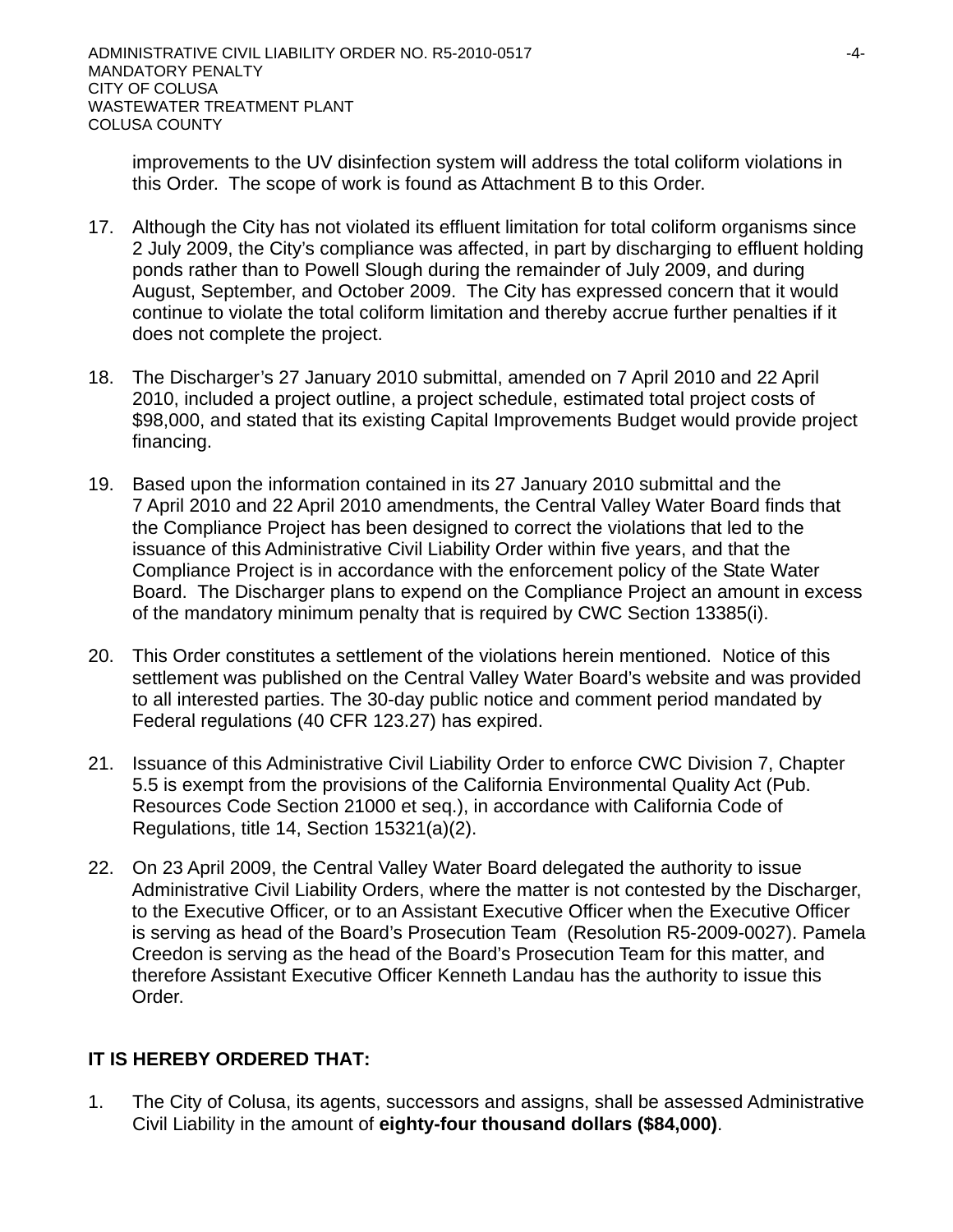improvements to the UV disinfection system will address the total coliform violations in this Order. The scope of work is found as Attachment B to this Order.

17. Although the City has not violated its effluent limitation for total coliform organisms since 2 July 2009, the City's compliance was affected, in part by discharging to effluent holding ponds rather than to Powell Slough during the remainder of July 2009, and during August, September, and October 2009. The City has expressed concern that it would continue to violate the total coliform limitation and thereby accrue further penalties if it does not complete the project.

18. The Discharger's 27 January 2010 submittal, amended on 7 April 2010 and 22 April 2010, included a project outline, a project schedule, estimated total project costs of $98,000, and stated that its existing Capital Improvements Budget would provide project financing.

19. Based upon the information contained in its 27 January 2010 submittal and the 7 April 2010 and 22 April 2010 amendments, the Central Valley Water Board finds that the Compliance Project has been designed to correct the violations that led to the issuance of this Administrative Civil Liability Order within five years, and that the Compliance Project is in accordance with the enforcement policy of the State Water Board. The Discharger plans to expend on the Compliance Project an amount in excess of the mandatory minimum penalty that is required by CWC Section 13385(i).

20. This Order constitutes a settlement of the violations herein mentioned. Notice of this settlement was published on the Central Valley Water Board's website and was provided to all interested parties. The 30-day public notice and comment period mandated by Federal regulations (40 CFR 123.27) has expired.

21. Issuance of this Administrative Civil Liability Order to enforce CWC Division 7, Chapter 5.5 is exempt from the provisions of the California Environmental Quality Act (Pub. Resources Code Section 21000 et seq.), in accordance with California Code of Regulations, title 14, Section 15321(a)(2).

22. On 23 April 2009, the Central Valley Water Board delegated the authority to issue Administrative Civil Liability Orders, where the matter is not contested by the Discharger, to the Executive Officer, or to an Assistant Executive Officer when the Executive Officer is serving as head of the Board's Prosecution Team (Resolution R5-2009-0027). Pamela Creedon is serving as the head of the Board's Prosecution Team for this matter, and therefore Assistant Executive Officer Kenneth Landau has the authority to issue this Order.

**IT IS HEREBY ORDERED THAT:**

1. The City of Colusa, its agents, successors and assigns, shall be assessed Administrative Civil Liability in the amount of **eighty-four thousand dollars ($84,000)**.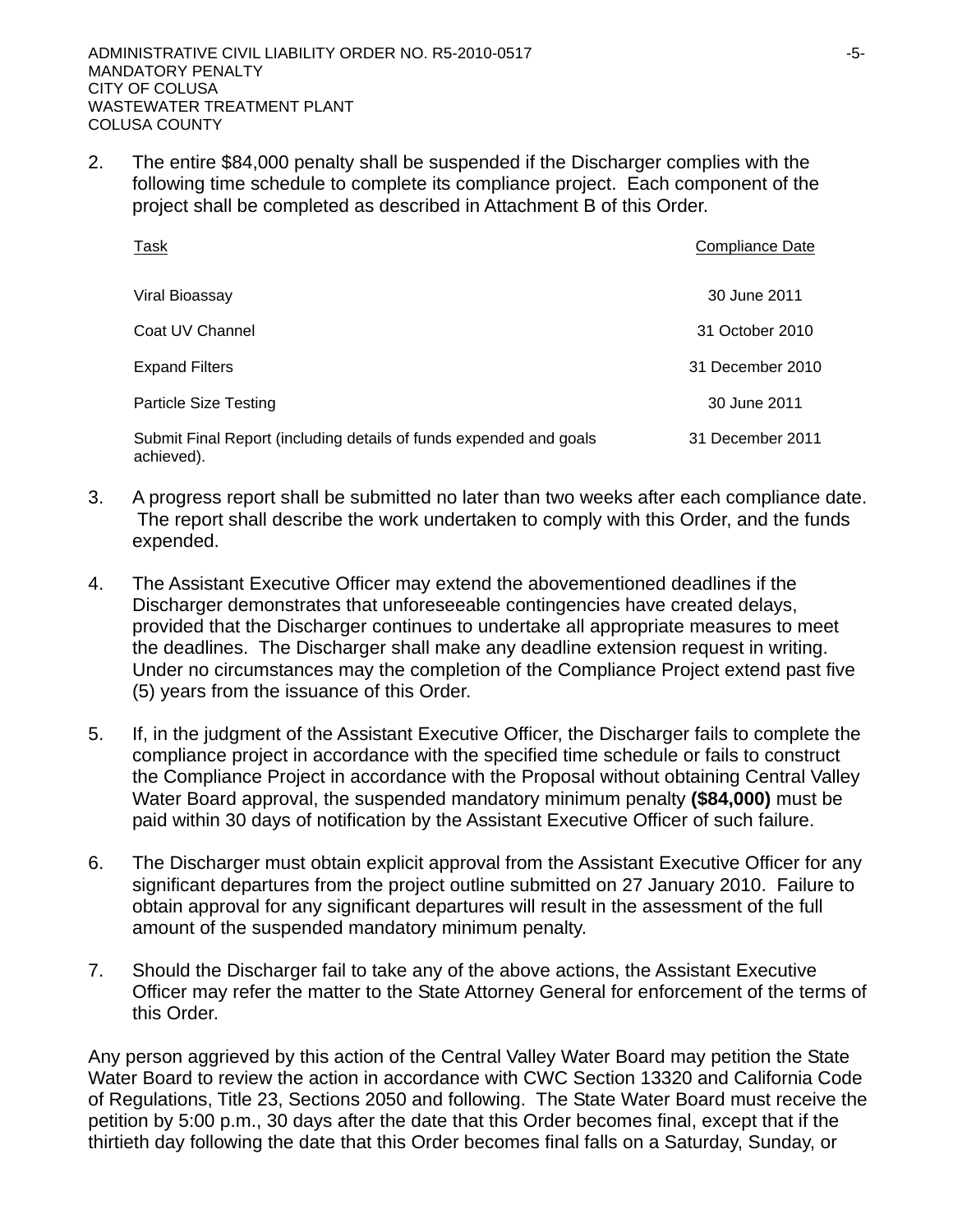2. The entire \$84,000 penalty shall be suspended if the Discharger complies with the following time schedule to complete its compliance project. Each component of the project shall be completed as described in Attachment B of this Order.

| Task | Compliance Date |
|---|---|
| Viral Bioassay | 30 June 2011 |
| Coat UV Channel | 31 October 2010 |
| Expand Filters | 31 December 2010 |
| Particle Size Testing | 30 June 2011 |
| Submit Final Report (including details of funds expended and goals achieved). | 31 December 2011 |

3. A progress report shall be submitted no later than two weeks after each compliance date. The report shall describe the work undertaken to comply with this Order, and the funds expended.

4. The Assistant Executive Officer may extend the abovementioned deadlines if the Discharger demonstrates that unforeseeable contingencies have created delays, provided that the Discharger continues to undertake all appropriate measures to meet the deadlines. The Discharger shall make any deadline extension request in writing. Under no circumstances may the completion of the Compliance Project extend past five (5) years from the issuance of this Order.

5. If, in the judgment of the Assistant Executive Officer, the Discharger fails to complete the compliance project in accordance with the specified time schedule or fails to construct the Compliance Project in accordance with the Proposal without obtaining Central Valley Water Board approval, the suspended mandatory minimum penalty **(\$84,000)** must be paid within 30 days of notification by the Assistant Executive Officer of such failure.

6. The Discharger must obtain explicit approval from the Assistant Executive Officer for any significant departures from the project outline submitted on 27 January 2010. Failure to obtain approval for any significant departures will result in the assessment of the full amount of the suspended mandatory minimum penalty.

7. Should the Discharger fail to take any of the above actions, the Assistant Executive Officer may refer the matter to the State Attorney General for enforcement of the terms of this Order.

Any person aggrieved by this action of the Central Valley Water Board may petition the State Water Board to review the action in accordance with CWC Section 13320 and California Code of Regulations, Title 23, Sections 2050 and following. The State Water Board must receive the petition by 5:00 p.m., 30 days after the date that this Order becomes final, except that if the thirtieth day following the date that this Order becomes final falls on a Saturday, Sunday, or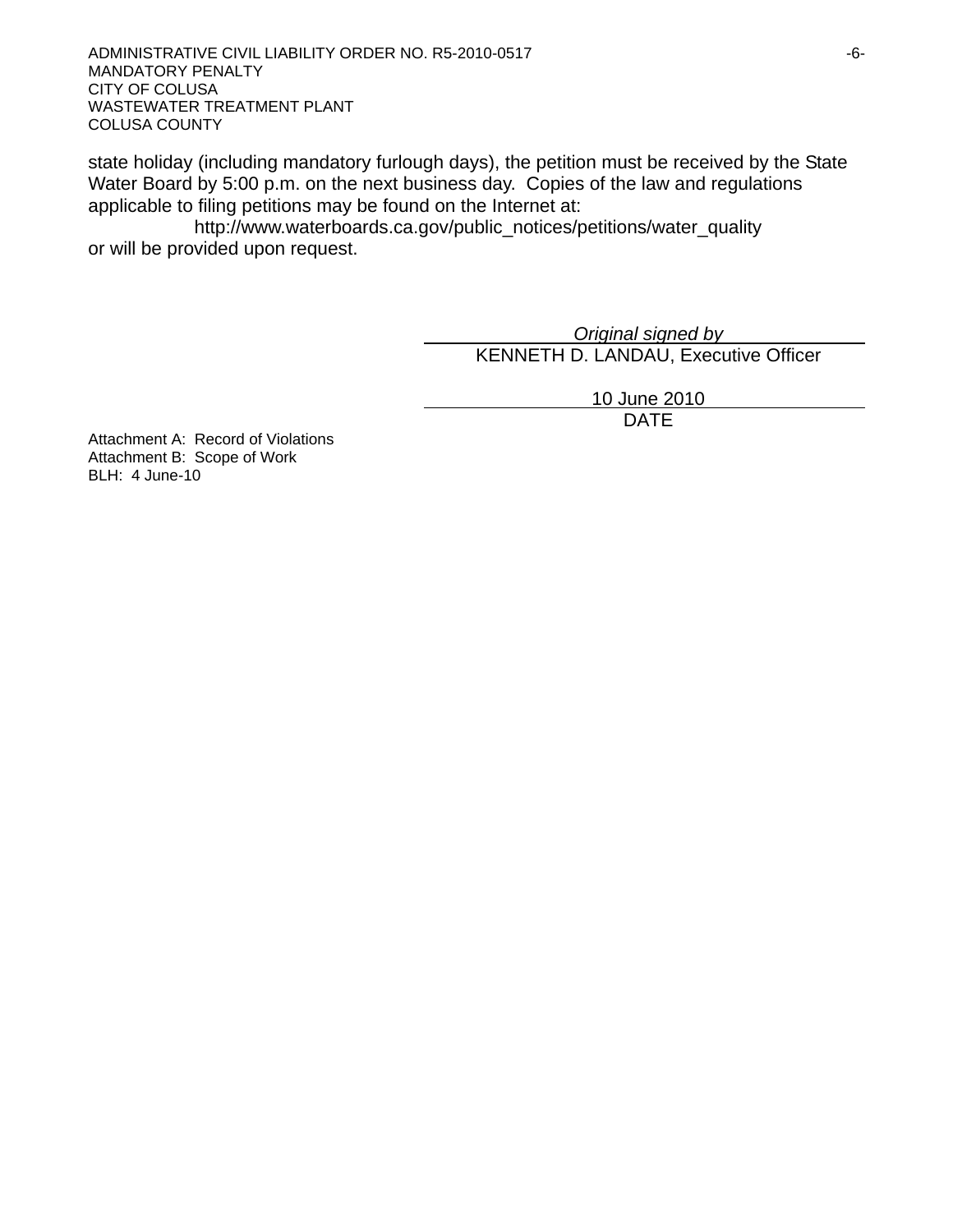state holiday (including mandatory furlough days), the petition must be received by the State Water Board by 5:00 p.m. on the next business day. Copies of the law and regulations applicable to filing petitions may be found on the Internet at:

http://www.waterboards.ca.gov/public_notices/petitions/water_quality

or will be provided upon request.

*Original signed by*

KENNETH D. LANDAU, Executive Officer

10 June 2010

DATE

Attachment A: Record of Violations
Attachment B: Scope of Work
BLH: 4 June-10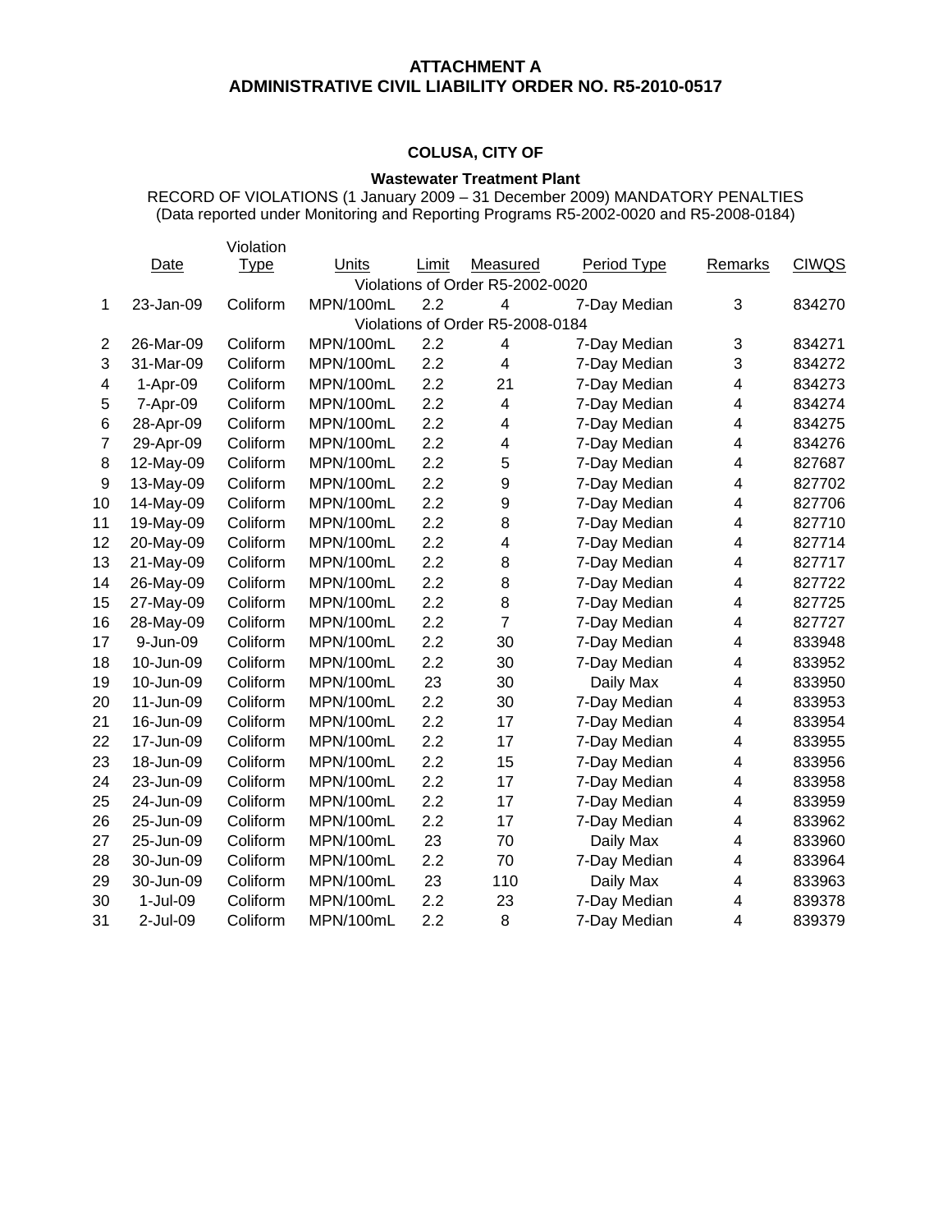**ATTACHMENT A**
**ADMINISTRATIVE CIVIL LIABILITY ORDER NO. R5-2010-0517**

**COLUSA, CITY OF**

**Wastewater Treatment Plant**

RECORD OF VIOLATIONS (1 January 2009 – 31 December 2009) MANDATORY PENALTIES
(Data reported under Monitoring and Reporting Programs R5-2002-0020 and R5-2008-0184)

| | Date | Violation Type | Units | Limit | Measured | Period Type | Remarks | CIWQS |
|---|---|---|---|---|---|---|---|---|
| | | | Violations of Order R5-2002-0020 | | | | | |
| 1 | 23-Jan-09 | Coliform | MPN/100mL | 2.2 | 4 | 7-Day Median | 3 | 834270 |
| | | | Violations of Order R5-2008-0184 | | | | | |
| 2 | 26-Mar-09 | Coliform | MPN/100mL | 2.2 | 4 | 7-Day Median | 3 | 834271 |
| 3 | 31-Mar-09 | Coliform | MPN/100mL | 2.2 | 4 | 7-Day Median | 3 | 834272 |
| 4 | 1-Apr-09 | Coliform | MPN/100mL | 2.2 | 21 | 7-Day Median | 4 | 834273 |
| 5 | 7-Apr-09 | Coliform | MPN/100mL | 2.2 | 4 | 7-Day Median | 4 | 834274 |
| 6 | 28-Apr-09 | Coliform | MPN/100mL | 2.2 | 4 | 7-Day Median | 4 | 834275 |
| 7 | 29-Apr-09 | Coliform | MPN/100mL | 2.2 | 4 | 7-Day Median | 4 | 834276 |
| 8 | 12-May-09 | Coliform | MPN/100mL | 2.2 | 5 | 7-Day Median | 4 | 827687 |
| 9 | 13-May-09 | Coliform | MPN/100mL | 2.2 | 9 | 7-Day Median | 4 | 827702 |
| 10 | 14-May-09 | Coliform | MPN/100mL | 2.2 | 9 | 7-Day Median | 4 | 827706 |
| 11 | 19-May-09 | Coliform | MPN/100mL | 2.2 | 8 | 7-Day Median | 4 | 827710 |
| 12 | 20-May-09 | Coliform | MPN/100mL | 2.2 | 4 | 7-Day Median | 4 | 827714 |
| 13 | 21-May-09 | Coliform | MPN/100mL | 2.2 | 8 | 7-Day Median | 4 | 827717 |
| 14 | 26-May-09 | Coliform | MPN/100mL | 2.2 | 8 | 7-Day Median | 4 | 827722 |
| 15 | 27-May-09 | Coliform | MPN/100mL | 2.2 | 8 | 7-Day Median | 4 | 827725 |
| 16 | 28-May-09 | Coliform | MPN/100mL | 2.2 | 7 | 7-Day Median | 4 | 827727 |
| 17 | 9-Jun-09 | Coliform | MPN/100mL | 2.2 | 30 | 7-Day Median | 4 | 833948 |
| 18 | 10-Jun-09 | Coliform | MPN/100mL | 2.2 | 30 | 7-Day Median | 4 | 833952 |
| 19 | 10-Jun-09 | Coliform | MPN/100mL | 23 | 30 | Daily Max | 4 | 833950 |
| 20 | 11-Jun-09 | Coliform | MPN/100mL | 2.2 | 30 | 7-Day Median | 4 | 833953 |
| 21 | 16-Jun-09 | Coliform | MPN/100mL | 2.2 | 17 | 7-Day Median | 4 | 833954 |
| 22 | 17-Jun-09 | Coliform | MPN/100mL | 2.2 | 17 | 7-Day Median | 4 | 833955 |
| 23 | 18-Jun-09 | Coliform | MPN/100mL | 2.2 | 15 | 7-Day Median | 4 | 833956 |
| 24 | 23-Jun-09 | Coliform | MPN/100mL | 2.2 | 17 | 7-Day Median | 4 | 833958 |
| 25 | 24-Jun-09 | Coliform | MPN/100mL | 2.2 | 17 | 7-Day Median | 4 | 833959 |
| 26 | 25-Jun-09 | Coliform | MPN/100mL | 2.2 | 17 | 7-Day Median | 4 | 833962 |
| 27 | 25-Jun-09 | Coliform | MPN/100mL | 23 | 70 | Daily Max | 4 | 833960 |
| 28 | 30-Jun-09 | Coliform | MPN/100mL | 2.2 | 70 | 7-Day Median | 4 | 833964 |
| 29 | 30-Jun-09 | Coliform | MPN/100mL | 23 | 110 | Daily Max | 4 | 833963 |
| 30 | 1-Jul-09 | Coliform | MPN/100mL | 2.2 | 23 | 7-Day Median | 4 | 839378 |
| 31 | 2-Jul-09 | Coliform | MPN/100mL | 2.2 | 8 | 7-Day Median | 4 | 839379 |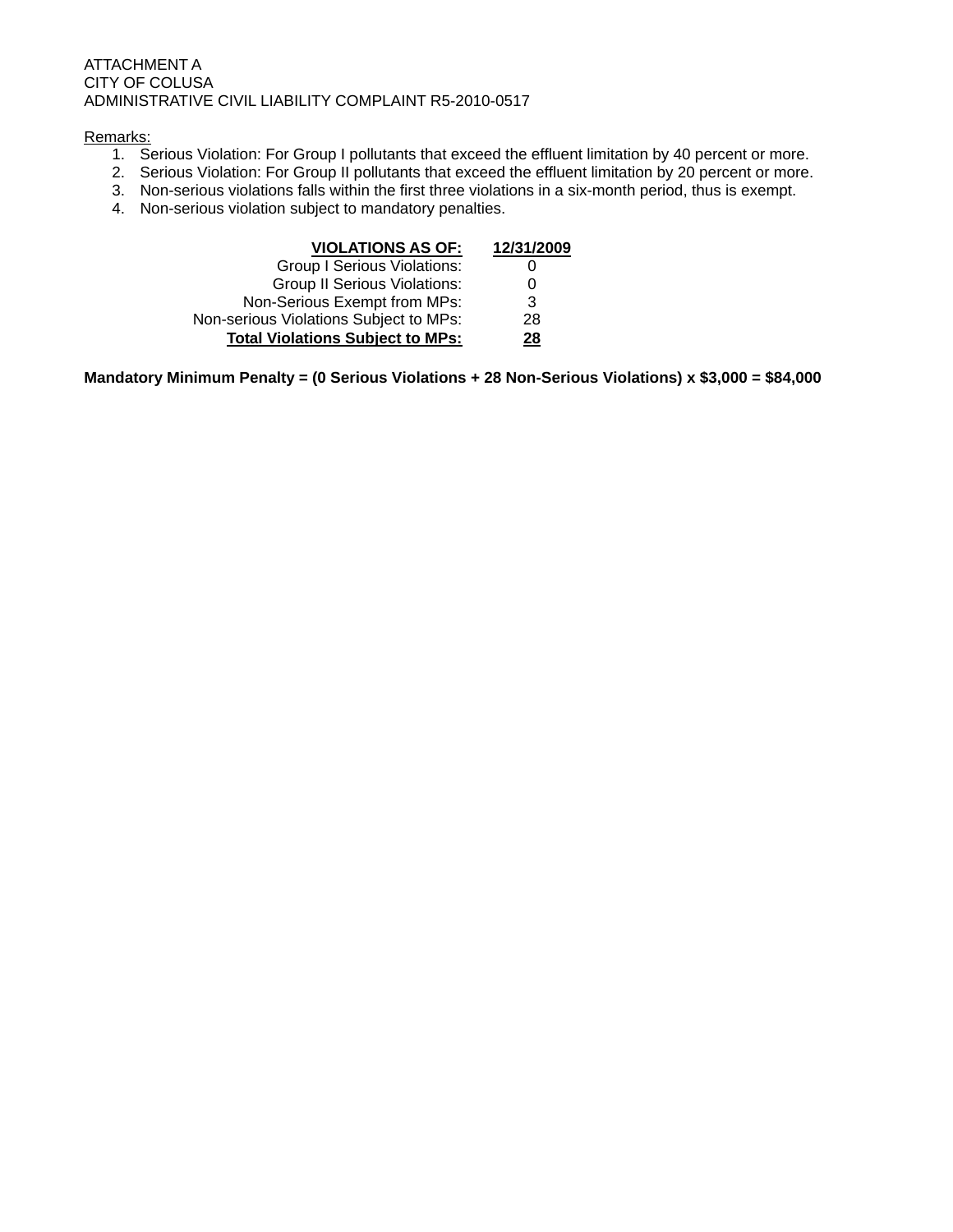ATTACHMENT A
CITY OF COLUSA
ADMINISTRATIVE CIVIL LIABILITY COMPLAINT R5-2010-0517

Remarks:

1. Serious Violation: For Group I pollutants that exceed the effluent limitation by 40 percent or more.
2. Serious Violation: For Group II pollutants that exceed the effluent limitation by 20 percent or more.
3. Non-serious violations falls within the first three violations in a six-month period, thus is exempt.
4. Non-serious violation subject to mandatory penalties.

| **VIOLATIONS AS OF:** | **12/31/2009** |
|---:|:---:|
| Group I Serious Violations: | 0 |
| Group II Serious Violations: | 0 |
| Non-Serious Exempt from MPs: | 3 |
| Non-serious Violations Subject to MPs: | 28 |
| **Total Violations Subject to MPs:** | **28** |

**Mandatory Minimum Penalty = (0 Serious Violations + 28 Non-Serious Violations) x $3,000 = $84,000**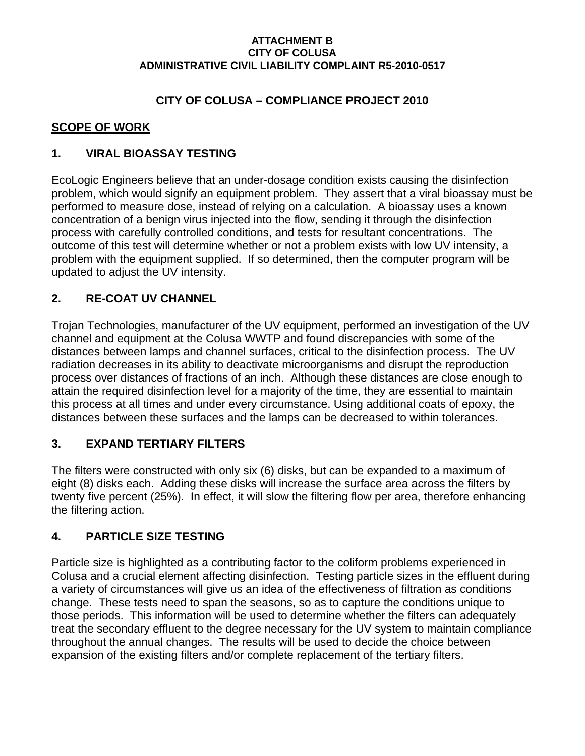**ATTACHMENT B**
**CITY OF COLUSA**
**ADMINISTRATIVE CIVIL LIABILITY COMPLAINT R5-2010-0517**

# CITY OF COLUSA – COMPLIANCE PROJECT 2010

## SCOPE OF WORK

### 1. VIRAL BIOASSAY TESTING

EcoLogic Engineers believe that an under-dosage condition exists causing the disinfection problem, which would signify an equipment problem. They assert that a viral bioassay must be performed to measure dose, instead of relying on a calculation. A bioassay uses a known concentration of a benign virus injected into the flow, sending it through the disinfection process with carefully controlled conditions, and tests for resultant concentrations. The outcome of this test will determine whether or not a problem exists with low UV intensity, a problem with the equipment supplied. If so determined, then the computer program will be updated to adjust the UV intensity.

### 2. RE-COAT UV CHANNEL

Trojan Technologies, manufacturer of the UV equipment, performed an investigation of the UV channel and equipment at the Colusa WWTP and found discrepancies with some of the distances between lamps and channel surfaces, critical to the disinfection process. The UV radiation decreases in its ability to deactivate microorganisms and disrupt the reproduction process over distances of fractions of an inch. Although these distances are close enough to attain the required disinfection level for a majority of the time, they are essential to maintain this process at all times and under every circumstance. Using additional coats of epoxy, the distances between these surfaces and the lamps can be decreased to within tolerances.

### 3. EXPAND TERTIARY FILTERS

The filters were constructed with only six (6) disks, but can be expanded to a maximum of eight (8) disks each. Adding these disks will increase the surface area across the filters by twenty five percent (25%). In effect, it will slow the filtering flow per area, therefore enhancing the filtering action.

### 4. PARTICLE SIZE TESTING

Particle size is highlighted as a contributing factor to the coliform problems experienced in Colusa and a crucial element affecting disinfection. Testing particle sizes in the effluent during a variety of circumstances will give us an idea of the effectiveness of filtration as conditions change. These tests need to span the seasons, so as to capture the conditions unique to those periods. This information will be used to determine whether the filters can adequately treat the secondary effluent to the degree necessary for the UV system to maintain compliance throughout the annual changes. The results will be used to decide the choice between expansion of the existing filters and/or complete replacement of the tertiary filters.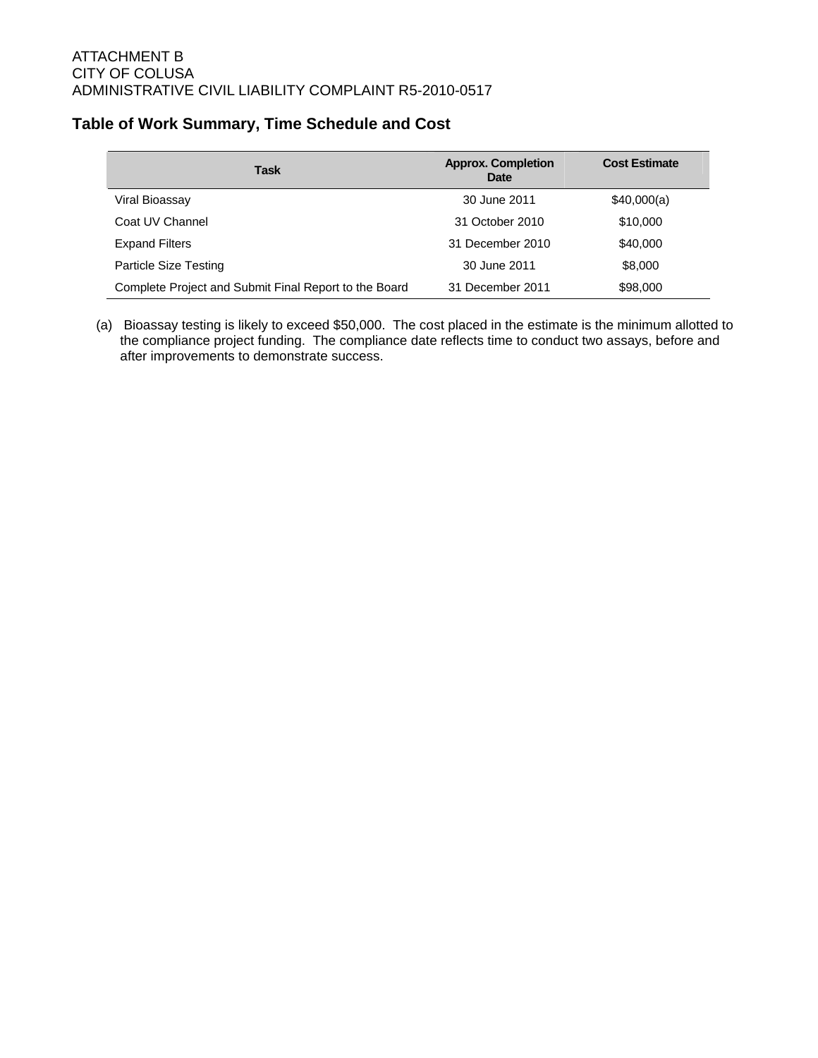ATTACHMENT B
CITY OF COLUSA
ADMINISTRATIVE CIVIL LIABILITY COMPLAINT R5-2010-0517

## Table of Work Summary, Time Schedule and Cost

| Task | Approx. Completion Date | Cost Estimate |
|---|---|---|
| Viral Bioassay | 30 June 2011 | $40,000(a) |
| Coat UV Channel | 31 October 2010 | $10,000 |
| Expand Filters | 31 December 2010 | $40,000 |
| Particle Size Testing | 30 June 2011 | $8,000 |
| Complete Project and Submit Final Report to the Board | 31 December 2011 | $98,000 |

(a) Bioassay testing is likely to exceed $50,000. The cost placed in the estimate is the minimum allotted to the compliance project funding. The compliance date reflects time to conduct two assays, before and after improvements to demonstrate success.